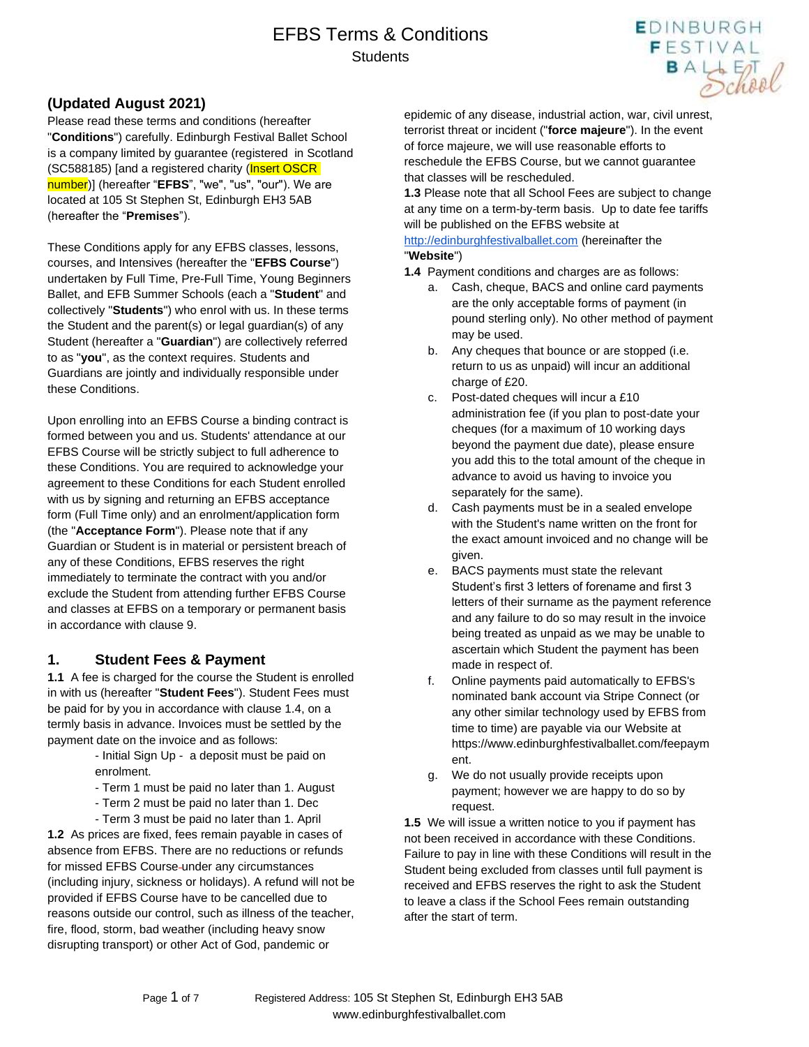# EFBS Terms & Conditions

Students

## (Updated August 2021)

Please read these terms and conditions (hereafter "**Conditions**") carefully. Edinburgh Festival Ballet School is a company limited by guarantee (registered in Scotland (SC588185) [and a registered charity (Insert OSCR number)] (hereafter "**EFBS**", "we", "us", "our"). We are located at 105 St Stephen St, Edinburgh EH3 5AB (hereafter the "**Premises**").

These Conditions apply for any EFBS classes, lessons, courses, and Intensives (hereafter the "**EFBS Course**") undertaken by Full Time, Pre-Full Time, Young Beginners Ballet, and EFB Summer Schools (each a "**Student**" and collectively "**Students**") who enrol with us. In these terms the Student and the parent(s) or legal guardian(s) of any Student (hereafter a "**Guardian**") are collectively referred to as "**you**", as the context requires. Students and Guardians are jointly and individually responsible under these Conditions.

Upon enrolling into an EFBS Course a binding contract is formed between you and us. Students' attendance at our EFBS Course will be strictly subject to full adherence to these Conditions. You are required to acknowledge your agreement to these Conditions for each Student enrolled with us by signing and returning an EFBS acceptance form (Full Time only) and an enrolment/application form (the "**Acceptance Form**"). Please note that if any Guardian or Student is in material or persistent breach of any of these Conditions, EFBS reserves the right immediately to terminate the contract with you and/or exclude the Student from attending further EFBS Course and classes at EFBS on a temporary or permanent basis in accordance with clause 9.

## 1. Student Fees & Payment

**1.1** A fee is charged for the course the Student is enrolled in with us (hereafter "**Student Fees**"). Student Fees must be paid for by you in accordance with clause 1.4, on a termly basis in advance. Invoices must be settled by the payment date on the invoice and as follows:

- Initial Sign Up - a deposit must be paid on enrolment.
- Term 1 must be paid no later than 1. August
- Term 2 must be paid no later than 1. Dec
- Term 3 must be paid no later than 1. April

**1.2** As prices are fixed, fees remain payable in cases of absence from EFBS. There are no reductions or refunds for missed EFBS Course under any circumstances (including injury, sickness or holidays). A refund will not be provided if EFBS Course have to be cancelled due to reasons outside our control, such as illness of the teacher, fire, flood, storm, bad weather (including heavy snow disrupting transport) or other Act of God, pandemic or epidemic of any disease, industrial action, war, civil unrest, terrorist threat or incident ("**force majeure**"). In the event of force majeure, we will use reasonable efforts to reschedule the EFBS Course, but we cannot guarantee that classes will be rescheduled.

**1.3** Please note that all School Fees are subject to change at any time on a term-by-term basis. Up to date fee tariffs will be published on the EFBS website at http://edinburghfestivalballet.com (hereinafter the "**Website**")

**1.4** Payment conditions and charges are as follows:

a. Cash, cheque, BACS and online card payments are the only acceptable forms of payment (in pound sterling only). No other method of payment may be used.

b. Any cheques that bounce or are stopped (i.e. return to us as unpaid) will incur an additional charge of £20.

c. Post-dated cheques will incur a £10 administration fee (if you plan to post-date your cheques (for a maximum of 10 working days beyond the payment due date), please ensure you add this to the total amount of the cheque in advance to avoid us having to invoice you separately for the same).

d. Cash payments must be in a sealed envelope with the Student's name written on the front for the exact amount invoiced and no change will be given.

e. BACS payments must state the relevant Student's first 3 letters of forename and first 3 letters of their surname as the payment reference and any failure to do so may result in the invoice being treated as unpaid as we may be unable to ascertain which Student the payment has been made in respect of.

f. Online payments paid automatically to EFBS's nominated bank account via Stripe Connect (or any other similar technology used by EFBS from time to time) are payable via our Website at https://www.edinburghfestivalballet.com/feepayment.

g. We do not usually provide receipts upon payment; however we are happy to do so by request.

**1.5** We will issue a written notice to you if payment has not been received in accordance with these Conditions. Failure to pay in line with these Conditions will result in the Student being excluded from classes until full payment is received and EFBS reserves the right to ask the Student to leave a class if the School Fees remain outstanding after the start of term.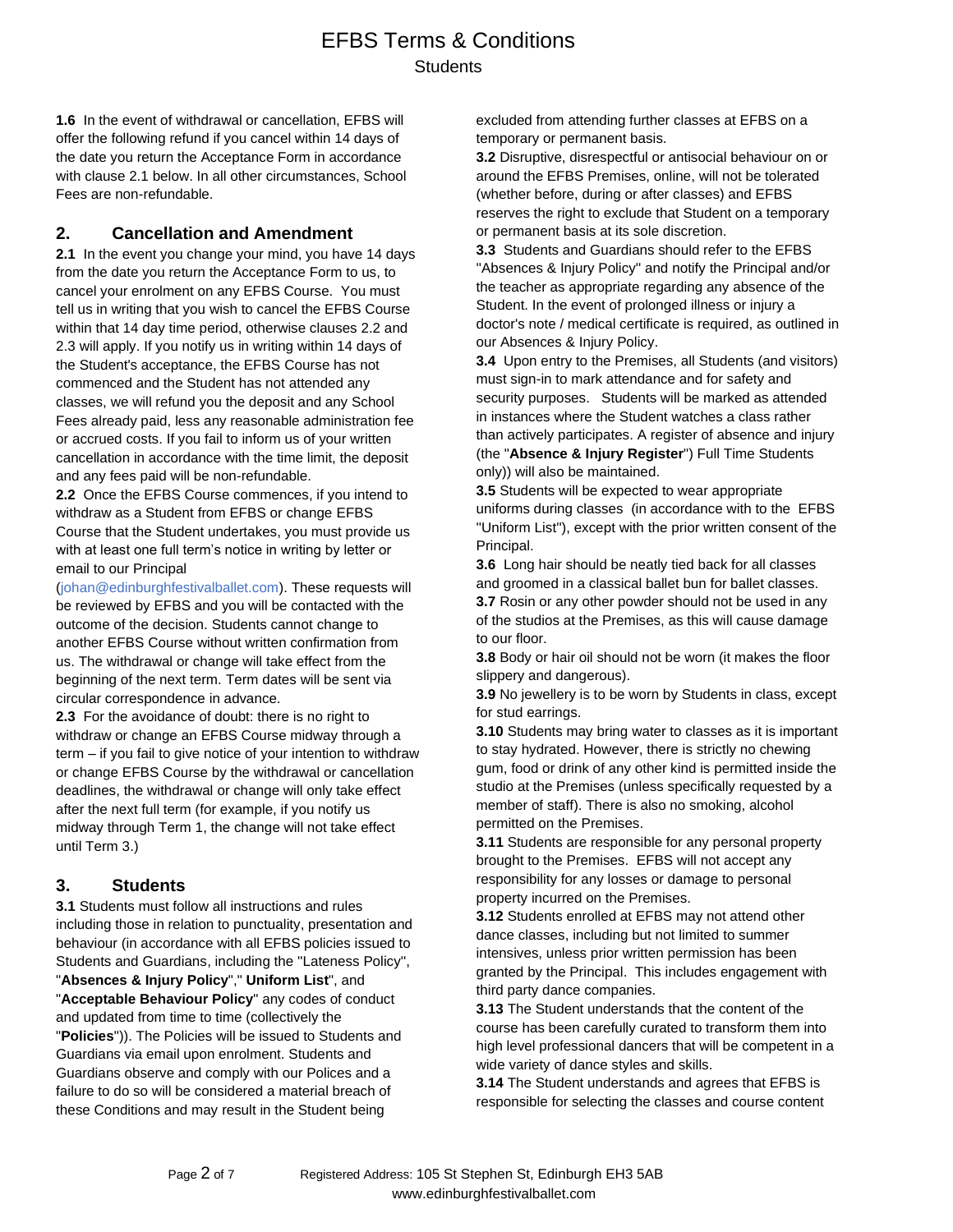**1.6** In the event of withdrawal or cancellation, EFBS will offer the following refund if you cancel within 14 days of the date you return the Acceptance Form in accordance with clause 2.1 below. In all other circumstances, School Fees are non-refundable.

## 2. Cancellation and Amendment

**2.1** In the event you change your mind, you have 14 days from the date you return the Acceptance Form to us, to cancel your enrolment on any EFBS Course. You must tell us in writing that you wish to cancel the EFBS Course within that 14 day time period, otherwise clauses 2.2 and 2.3 will apply. If you notify us in writing within 14 days of the Student's acceptance, the EFBS Course has not commenced and the Student has not attended any classes, we will refund you the deposit and any School Fees already paid, less any reasonable administration fee or accrued costs. If you fail to inform us of your written cancellation in accordance with the time limit, the deposit and any fees paid will be non-refundable.

**2.2** Once the EFBS Course commences, if you intend to withdraw as a Student from EFBS or change EFBS Course that the Student undertakes, you must provide us with at least one full term's notice in writing by letter or email to our Principal (johan@edinburghfestivalballet.com). These requests will be reviewed by EFBS and you will be contacted with the outcome of the decision. Students cannot change to another EFBS Course without written confirmation from us. The withdrawal or change will take effect from the beginning of the next term. Term dates will be sent via circular correspondence in advance.

**2.3** For the avoidance of doubt: there is no right to withdraw or change an EFBS Course midway through a term – if you fail to give notice of your intention to withdraw or change EFBS Course by the withdrawal or cancellation deadlines, the withdrawal or change will only take effect after the next full term (for example, if you notify us midway through Term 1, the change will not take effect until Term 3.)

## 3. Students

**3.1** Students must follow all instructions and rules including those in relation to punctuality, presentation and behaviour (in accordance with all EFBS policies issued to Students and Guardians, including the "Lateness Policy", "**Absences & Injury Policy**"," **Uniform List**", and "**Acceptable Behaviour Policy**" any codes of conduct and updated from time to time (collectively the "**Policies**")). The Policies will be issued to Students and Guardians via email upon enrolment. Students and Guardians observe and comply with our Polices and a failure to do so will be considered a material breach of these Conditions and may result in the Student being excluded from attending further classes at EFBS on a temporary or permanent basis.

**3.2** Disruptive, disrespectful or antisocial behaviour on or around the EFBS Premises, online, will not be tolerated (whether before, during or after classes) and EFBS reserves the right to exclude that Student on a temporary or permanent basis at its sole discretion.

**3.3** Students and Guardians should refer to the EFBS "Absences & Injury Policy" and notify the Principal and/or the teacher as appropriate regarding any absence of the Student. In the event of prolonged illness or injury a doctor's note / medical certificate is required, as outlined in our Absences & Injury Policy.

**3.4** Upon entry to the Premises, all Students (and visitors) must sign-in to mark attendance and for safety and security purposes. Students will be marked as attended in instances where the Student watches a class rather than actively participates. A register of absence and injury (the "**Absence & Injury Register**") Full Time Students only)) will also be maintained.

**3.5** Students will be expected to wear appropriate uniforms during classes (in accordance with to the EFBS "Uniform List"), except with the prior written consent of the Principal.

**3.6** Long hair should be neatly tied back for all classes and groomed in a classical ballet bun for ballet classes.

**3.7** Rosin or any other powder should not be used in any of the studios at the Premises, as this will cause damage to our floor.

**3.8** Body or hair oil should not be worn (it makes the floor slippery and dangerous).

**3.9** No jewellery is to be worn by Students in class, except for stud earrings.

**3.10** Students may bring water to classes as it is important to stay hydrated. However, there is strictly no chewing gum, food or drink of any other kind is permitted inside the studio at the Premises (unless specifically requested by a member of staff). There is also no smoking, alcohol permitted on the Premises.

**3.11** Students are responsible for any personal property brought to the Premises. EFBS will not accept any responsibility for any losses or damage to personal property incurred on the Premises.

**3.12** Students enrolled at EFBS may not attend other dance classes, including but not limited to summer intensives, unless prior written permission has been granted by the Principal. This includes engagement with third party dance companies.

**3.13** The Student understands that the content of the course has been carefully curated to transform them into high level professional dancers that will be competent in a wide variety of dance styles and skills.

**3.14** The Student understands and agrees that EFBS is responsible for selecting the classes and course content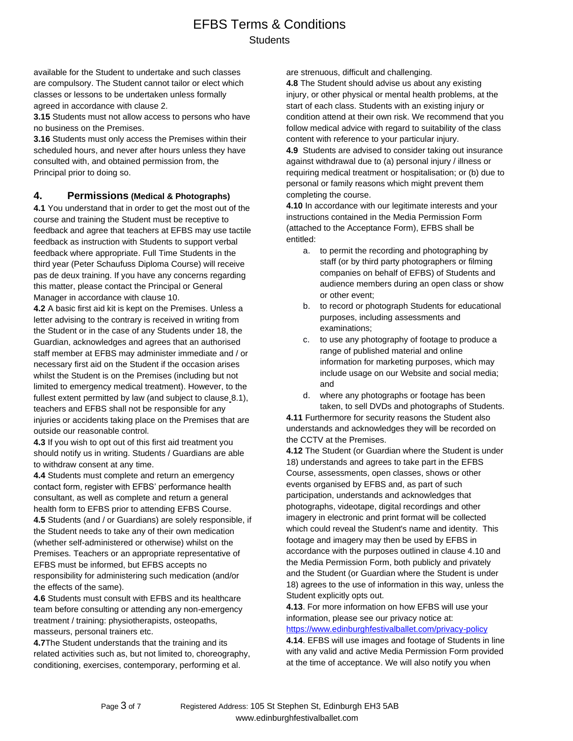available for the Student to undertake and such classes are compulsory. The Student cannot tailor or elect which classes or lessons to be undertaken unless formally agreed in accordance with clause 2.

**3.15** Students must not allow access to persons who have no business on the Premises.

**3.16** Students must only access the Premises within their scheduled hours, and never after hours unless they have consulted with, and obtained permission from, the Principal prior to doing so.

## 4. Permissions (Medical & Photographs)

**4.1** You understand that in order to get the most out of the course and training the Student must be receptive to feedback and agree that teachers at EFBS may use tactile feedback as instruction with Students to support verbal feedback where appropriate. Full Time Students in the third year (Peter Schaufuss Diploma Course) will receive pas de deux training. If you have any concerns regarding this matter, please contact the Principal or General Manager in accordance with clause 10.

**4.2** A basic first aid kit is kept on the Premises. Unless a letter advising to the contrary is received in writing from the Student or in the case of any Students under 18, the Guardian, acknowledges and agrees that an authorised staff member at EFBS may administer immediate and / or necessary first aid on the Student if the occasion arises whilst the Student is on the Premises (including but not limited to emergency medical treatment). However, to the fullest extent permitted by law (and subject to clause 8.1), teachers and EFBS shall not be responsible for any injuries or accidents taking place on the Premises that are outside our reasonable control.

**4.3** If you wish to opt out of this first aid treatment you should notify us in writing. Students / Guardians are able to withdraw consent at any time.

**4.4** Students must complete and return an emergency contact form, register with EFBS' performance health consultant, as well as complete and return a general health form to EFBS prior to attending EFBS Course.

**4.5** Students (and / or Guardians) are solely responsible, if the Student needs to take any of their own medication (whether self-administered or otherwise) whilst on the Premises. Teachers or an appropriate representative of EFBS must be informed, but EFBS accepts no responsibility for administering such medication (and/or the effects of the same).

**4.6** Students must consult with EFBS and its healthcare team before consulting or attending any non-emergency treatment / training: physiotherapists, osteopaths, masseurs, personal trainers etc.

**4.7**The Student understands that the training and its related activities such as, but not limited to, choreography, conditioning, exercises, contemporary, performing et al. are strenuous, difficult and challenging.

**4.8** The Student should advise us about any existing injury, or other physical or mental health problems, at the start of each class. Students with an existing injury or condition attend at their own risk. We recommend that you follow medical advice with regard to suitability of the class content with reference to your particular injury.

**4.9** Students are advised to consider taking out insurance against withdrawal due to (a) personal injury / illness or requiring medical treatment or hospitalisation; or (b) due to personal or family reasons which might prevent them completing the course.

**4.10** In accordance with our legitimate interests and your instructions contained in the Media Permission Form (attached to the Acceptance Form), EFBS shall be entitled:

a. to permit the recording and photographing by staff (or by third party photographers or filming companies on behalf of EFBS) of Students and audience members during an open class or show or other event;
b. to record or photograph Students for educational purposes, including assessments and examinations;
c. to use any photography of footage to produce a range of published material and online information for marketing purposes, which may include usage on our Website and social media; and
d. where any photographs or footage has been taken, to sell DVDs and photographs of Students.

**4.11** Furthermore for security reasons the Student also understands and acknowledges they will be recorded on the CCTV at the Premises.

**4.12** The Student (or Guardian where the Student is under 18) understands and agrees to take part in the EFBS Course, assessments, open classes, shows or other events organised by EFBS and, as part of such participation, understands and acknowledges that photographs, videotape, digital recordings and other imagery in electronic and print format will be collected which could reveal the Student's name and identity. This footage and imagery may then be used by EFBS in accordance with the purposes outlined in clause 4.10 and the Media Permission Form, both publicly and privately and the Student (or Guardian where the Student is under 18) agrees to the use of information in this way, unless the Student explicitly opts out.

**4.13**. For more information on how EFBS will use your information, please see our privacy notice at: https://www.edinburghfestivalballet.com/privacy-policy

**4.14**. EFBS will use images and footage of Students in line with any valid and active Media Permission Form provided at the time of acceptance. We will also notify you when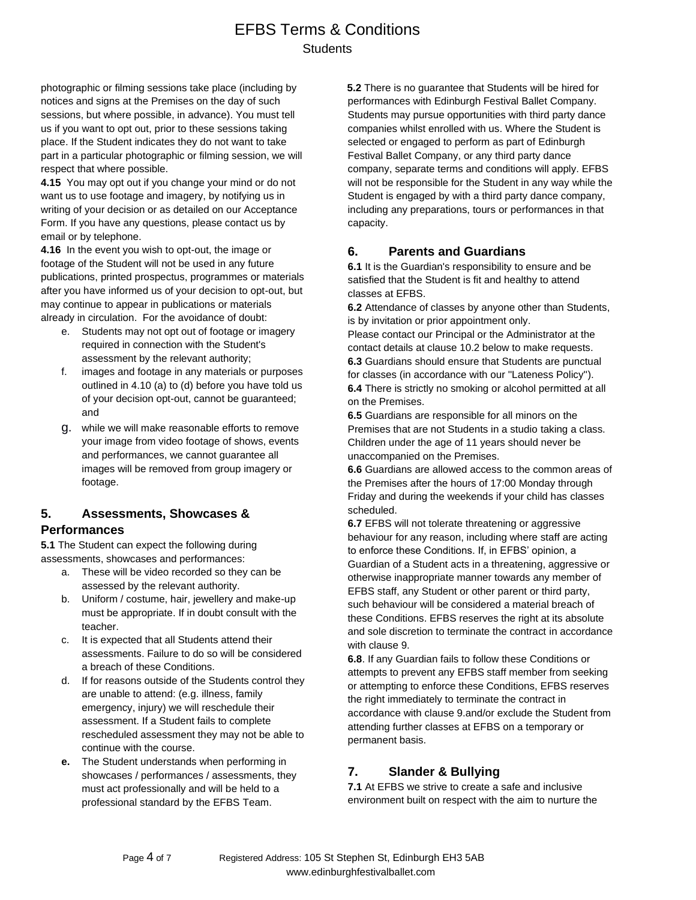photographic or filming sessions take place (including by notices and signs at the Premises on the day of such sessions, but where possible, in advance). You must tell us if you want to opt out, prior to these sessions taking place. If the Student indicates they do not want to take part in a particular photographic or filming session, we will respect that where possible.

**4.15** You may opt out if you change your mind or do not want us to use footage and imagery, by notifying us in writing of your decision or as detailed on our Acceptance Form. If you have any questions, please contact us by email or by telephone.

**4.16** In the event you wish to opt-out, the image or footage of the Student will not be used in any future publications, printed prospectus, programmes or materials after you have informed us of your decision to opt-out, but may continue to appear in publications or materials already in circulation. For the avoidance of doubt:

e. Students may not opt out of footage or imagery required in connection with the Student's assessment by the relevant authority;
f. images and footage in any materials or purposes outlined in 4.10 (a) to (d) before you have told us of your decision opt-out, cannot be guaranteed; and
g. while we will make reasonable efforts to remove your image from video footage of shows, events and performances, we cannot guarantee all images will be removed from group imagery or footage.

## 5. Assessments, Showcases & Performances

**5.1** The Student can expect the following during assessments, showcases and performances:

a. These will be video recorded so they can be assessed by the relevant authority.
b. Uniform / costume, hair, jewellery and make-up must be appropriate. If in doubt consult with the teacher.
c. It is expected that all Students attend their assessments. Failure to do so will be considered a breach of these Conditions.
d. If for reasons outside of the Students control they are unable to attend: (e.g. illness, family emergency, injury) we will reschedule their assessment. If a Student fails to complete rescheduled assessment they may not be able to continue with the course.
**e.** The Student understands when performing in showcases / performances / assessments, they must act professionally and will be held to a professional standard by the EFBS Team.

**5.2** There is no guarantee that Students will be hired for performances with Edinburgh Festival Ballet Company. Students may pursue opportunities with third party dance companies whilst enrolled with us. Where the Student is selected or engaged to perform as part of Edinburgh Festival Ballet Company, or any third party dance company, separate terms and conditions will apply. EFBS will not be responsible for the Student in any way while the Student is engaged by with a third party dance company, including any preparations, tours or performances in that capacity.

## 6. Parents and Guardians

**6.1** It is the Guardian's responsibility to ensure and be satisfied that the Student is fit and healthy to attend classes at EFBS.

**6.2** Attendance of classes by anyone other than Students, is by invitation or prior appointment only.
Please contact our Principal or the Administrator at the contact details at clause 10.2 below to make requests.

**6.3** Guardians should ensure that Students are punctual for classes (in accordance with our ''Lateness Policy'').

**6.4** There is strictly no smoking or alcohol permitted at all on the Premises.

**6.5** Guardians are responsible for all minors on the Premises that are not Students in a studio taking a class. Children under the age of 11 years should never be unaccompanied on the Premises.

**6.6** Guardians are allowed access to the common areas of the Premises after the hours of 17:00 Monday through Friday and during the weekends if your child has classes scheduled.

**6.7** EFBS will not tolerate threatening or aggressive behaviour for any reason, including where staff are acting to enforce these Conditions. If, in EFBS' opinion, a Guardian of a Student acts in a threatening, aggressive or otherwise inappropriate manner towards any member of EFBS staff, any Student or other parent or third party, such behaviour will be considered a material breach of these Conditions. EFBS reserves the right at its absolute and sole discretion to terminate the contract in accordance with clause 9.

**6.8**. If any Guardian fails to follow these Conditions or attempts to prevent any EFBS staff member from seeking or attempting to enforce these Conditions, EFBS reserves the right immediately to terminate the contract in accordance with clause 9.and/or exclude the Student from attending further classes at EFBS on a temporary or permanent basis.

## 7. Slander & Bullying

**7.1** At EFBS we strive to create a safe and inclusive environment built on respect with the aim to nurture the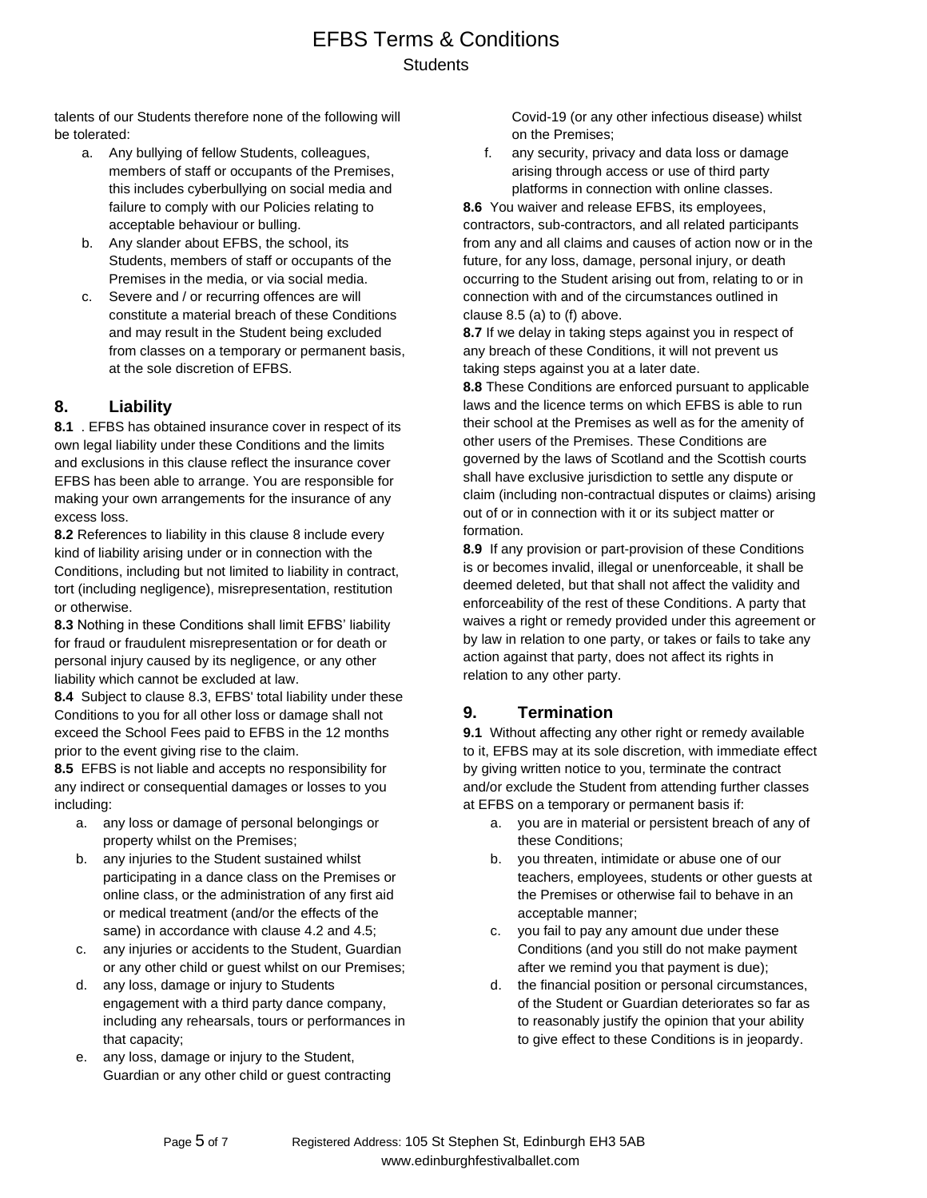talents of our Students therefore none of the following will be tolerated:

a. Any bullying of fellow Students, colleagues, members of staff or occupants of the Premises, this includes cyberbullying on social media and failure to comply with our Policies relating to acceptable behaviour or bulling.
b. Any slander about EFBS, the school, its Students, members of staff or occupants of the Premises in the media, or via social media.
c. Severe and / or recurring offences are will constitute a material breach of these Conditions and may result in the Student being excluded from classes on a temporary or permanent basis, at the sole discretion of EFBS.

## 8. Liability

**8.1** . EFBS has obtained insurance cover in respect of its own legal liability under these Conditions and the limits and exclusions in this clause reflect the insurance cover EFBS has been able to arrange. You are responsible for making your own arrangements for the insurance of any excess loss.

**8.2** References to liability in this clause 8 include every kind of liability arising under or in connection with the Conditions, including but not limited to liability in contract, tort (including negligence), misrepresentation, restitution or otherwise.

**8.3** Nothing in these Conditions shall limit EFBS' liability for fraud or fraudulent misrepresentation or for death or personal injury caused by its negligence, or any other liability which cannot be excluded at law.

**8.4** Subject to clause 8.3, EFBS' total liability under these Conditions to you for all other loss or damage shall not exceed the School Fees paid to EFBS in the 12 months prior to the event giving rise to the claim.

**8.5** EFBS is not liable and accepts no responsibility for any indirect or consequential damages or losses to you including:

a. any loss or damage of personal belongings or property whilst on the Premises;
b. any injuries to the Student sustained whilst participating in a dance class on the Premises or online class, or the administration of any first aid or medical treatment (and/or the effects of the same) in accordance with clause 4.2 and 4.5;
c. any injuries or accidents to the Student, Guardian or any other child or guest whilst on our Premises;
d. any loss, damage or injury to Students engagement with a third party dance company, including any rehearsals, tours or performances in that capacity;
e. any loss, damage or injury to the Student, Guardian or any other child or guest contracting Covid-19 (or any other infectious disease) whilst on the Premises;
f. any security, privacy and data loss or damage arising through access or use of third party platforms in connection with online classes.

**8.6** You waiver and release EFBS, its employees, contractors, sub-contractors, and all related participants from any and all claims and causes of action now or in the future, for any loss, damage, personal injury, or death occurring to the Student arising out from, relating to or in connection with and of the circumstances outlined in clause 8.5 (a) to (f) above.

**8.7** If we delay in taking steps against you in respect of any breach of these Conditions, it will not prevent us taking steps against you at a later date.

**8.8** These Conditions are enforced pursuant to applicable laws and the licence terms on which EFBS is able to run their school at the Premises as well as for the amenity of other users of the Premises. These Conditions are governed by the laws of Scotland and the Scottish courts shall have exclusive jurisdiction to settle any dispute or claim (including non-contractual disputes or claims) arising out of or in connection with it or its subject matter or formation.

**8.9** If any provision or part-provision of these Conditions is or becomes invalid, illegal or unenforceable, it shall be deemed deleted, but that shall not affect the validity and enforceability of the rest of these Conditions. A party that waives a right or remedy provided under this agreement or by law in relation to one party, or takes or fails to take any action against that party, does not affect its rights in relation to any other party.

## 9. Termination

**9.1** Without affecting any other right or remedy available to it, EFBS may at its sole discretion, with immediate effect by giving written notice to you, terminate the contract and/or exclude the Student from attending further classes at EFBS on a temporary or permanent basis if:

a. you are in material or persistent breach of any of these Conditions;
b. you threaten, intimidate or abuse one of our teachers, employees, students or other guests at the Premises or otherwise fail to behave in an acceptable manner;
c. you fail to pay any amount due under these Conditions (and you still do not make payment after we remind you that payment is due);
d. the financial position or personal circumstances, of the Student or Guardian deteriorates so far as to reasonably justify the opinion that your ability to give effect to these Conditions is in jeopardy.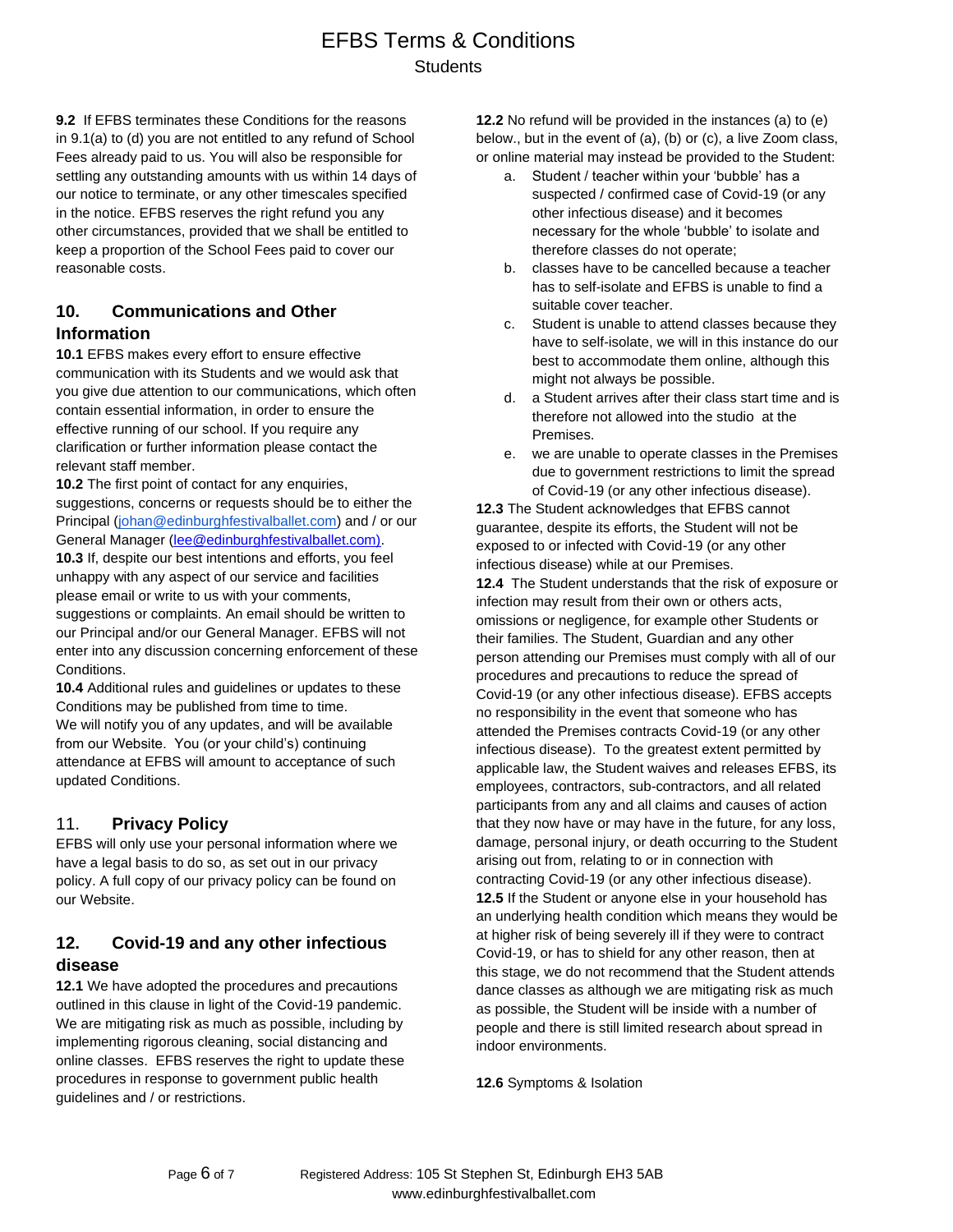**9.2** If EFBS terminates these Conditions for the reasons in 9.1(a) to (d) you are not entitled to any refund of School Fees already paid to us. You will also be responsible for settling any outstanding amounts with us within 14 days of our notice to terminate, or any other timescales specified in the notice. EFBS reserves the right refund you any other circumstances, provided that we shall be entitled to keep a proportion of the School Fees paid to cover our reasonable costs.

## 10. Communications and Other Information

**10.1** EFBS makes every effort to ensure effective communication with its Students and we would ask that you give due attention to our communications, which often contain essential information, in order to ensure the effective running of our school. If you require any clarification or further information please contact the relevant staff member.

**10.2** The first point of contact for any enquiries, suggestions, concerns or requests should be to either the Principal (johan@edinburghfestivalballet.com) and / or our General Manager (lee@edinburghfestivalballet.com).

**10.3** If, despite our best intentions and efforts, you feel unhappy with any aspect of our service and facilities please email or write to us with your comments, suggestions or complaints. An email should be written to our Principal and/or our General Manager. EFBS will not enter into any discussion concerning enforcement of these Conditions.

**10.4** Additional rules and guidelines or updates to these Conditions may be published from time to time. We will notify you of any updates, and will be available from our Website. You (or your child's) continuing attendance at EFBS will amount to acceptance of such updated Conditions.

## 11. Privacy Policy

EFBS will only use your personal information where we have a legal basis to do so, as set out in our privacy policy. A full copy of our privacy policy can be found on our Website.

## 12. Covid-19 and any other infectious disease

**12.1** We have adopted the procedures and precautions outlined in this clause in light of the Covid-19 pandemic. We are mitigating risk as much as possible, including by implementing rigorous cleaning, social distancing and online classes. EFBS reserves the right to update these procedures in response to government public health guidelines and / or restrictions.

**12.2** No refund will be provided in the instances (a) to (e) below., but in the event of (a), (b) or (c), a live Zoom class, or online material may instead be provided to the Student:

a. Student / teacher within your 'bubble' has a suspected / confirmed case of Covid-19 (or any other infectious disease) and it becomes necessary for the whole 'bubble' to isolate and therefore classes do not operate;
b. classes have to be cancelled because a teacher has to self-isolate and EFBS is unable to find a suitable cover teacher.
c. Student is unable to attend classes because they have to self-isolate, we will in this instance do our best to accommodate them online, although this might not always be possible.
d. a Student arrives after their class start time and is therefore not allowed into the studio at the Premises.
e. we are unable to operate classes in the Premises due to government restrictions to limit the spread of Covid-19 (or any other infectious disease).

**12.3** The Student acknowledges that EFBS cannot guarantee, despite its efforts, the Student will not be exposed to or infected with Covid-19 (or any other infectious disease) while at our Premises.

**12.4** The Student understands that the risk of exposure or infection may result from their own or others acts, omissions or negligence, for example other Students or their families. The Student, Guardian and any other person attending our Premises must comply with all of our procedures and precautions to reduce the spread of Covid-19 (or any other infectious disease). EFBS accepts no responsibility in the event that someone who has attended the Premises contracts Covid-19 (or any other infectious disease). To the greatest extent permitted by applicable law, the Student waives and releases EFBS, its employees, contractors, sub-contractors, and all related participants from any and all claims and causes of action that they now have or may have in the future, for any loss, damage, personal injury, or death occurring to the Student arising out from, relating to or in connection with contracting Covid-19 (or any other infectious disease).

**12.5** If the Student or anyone else in your household has an underlying health condition which means they would be at higher risk of being severely ill if they were to contract Covid-19, or has to shield for any other reason, then at this stage, we do not recommend that the Student attends dance classes as although we are mitigating risk as much as possible, the Student will be inside with a number of people and there is still limited research about spread in indoor environments.

**12.6** Symptoms & Isolation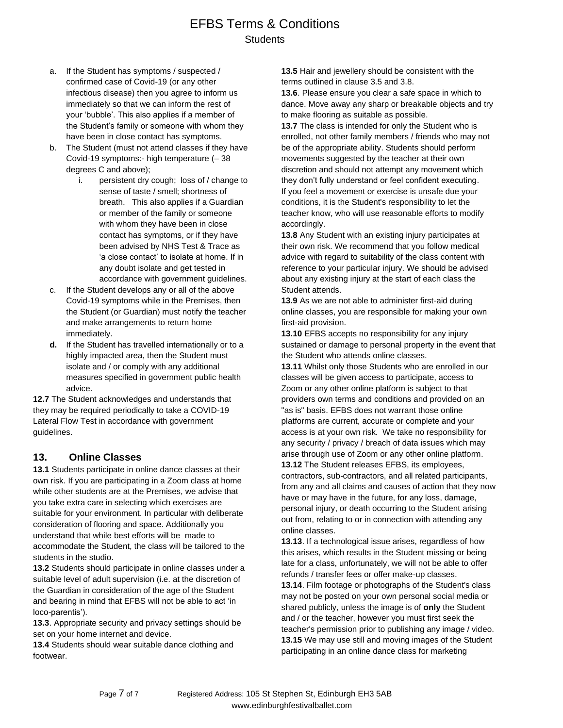a. If the Student has symptoms / suspected / confirmed case of Covid-19 (or any other infectious disease) then you agree to inform us immediately so that we can inform the rest of your 'bubble'. This also applies if a member of the Student's family or someone with whom they have been in close contact has symptoms.
b. The Student (must not attend classes if they have Covid-19 symptoms:- high temperature (– 38 degrees C and above);
    i. persistent dry cough; loss of / change to sense of taste / smell; shortness of breath. This also applies if a Guardian or member of the family or someone with whom they have been in close contact has symptoms, or if they have been advised by NHS Test & Trace as 'a close contact' to isolate at home. If in any doubt isolate and get tested in accordance with government guidelines.
c. If the Student develops any or all of the above Covid-19 symptoms while in the Premises, then the Student (or Guardian) must notify the teacher and make arrangements to return home immediately.
**d.** If the Student has travelled internationally or to a highly impacted area, then the Student must isolate and / or comply with any additional measures specified in government public health advice.

**12.7** The Student acknowledges and understands that they may be required periodically to take a COVID-19 Lateral Flow Test in accordance with government guidelines.

## 13. Online Classes

**13.1** Students participate in online dance classes at their own risk. If you are participating in a Zoom class at home while other students are at the Premises, we advise that you take extra care in selecting which exercises are suitable for your environment. In particular with deliberate consideration of flooring and space. Additionally you understand that while best efforts will be made to accommodate the Student, the class will be tailored to the students in the studio.

**13.2** Students should participate in online classes under a suitable level of adult supervision (i.e. at the discretion of the Guardian in consideration of the age of the Student and bearing in mind that EFBS will not be able to act 'in loco-parentis').

**13.3**. Appropriate security and privacy settings should be set on your home internet and device.

**13.4** Students should wear suitable dance clothing and footwear.

**13.5** Hair and jewellery should be consistent with the terms outlined in clause 3.5 and 3.8.

**13.6**. Please ensure you clear a safe space in which to dance. Move away any sharp or breakable objects and try to make flooring as suitable as possible.

**13.7** The class is intended for only the Student who is enrolled, not other family members / friends who may not be of the appropriate ability. Students should perform movements suggested by the teacher at their own discretion and should not attempt any movement which they don't fully understand or feel confident executing. If you feel a movement or exercise is unsafe due your conditions, it is the Student's responsibility to let the teacher know, who will use reasonable efforts to modify accordingly.

**13.8** Any Student with an existing injury participates at their own risk. We recommend that you follow medical advice with regard to suitability of the class content with reference to your particular injury. We should be advised about any existing injury at the start of each class the Student attends.

**13.9** As we are not able to administer first-aid during online classes, you are responsible for making your own first-aid provision.

**13.10** EFBS accepts no responsibility for any injury sustained or damage to personal property in the event that the Student who attends online classes.

**13.11** Whilst only those Students who are enrolled in our classes will be given access to participate, access to Zoom or any other online platform is subject to that providers own terms and conditions and provided on an "as is" basis. EFBS does not warrant those online platforms are current, accurate or complete and your access is at your own risk. We take no responsibility for any security / privacy / breach of data issues which may arise through use of Zoom or any other online platform.

**13.12** The Student releases EFBS, its employees, contractors, sub-contractors, and all related participants, from any and all claims and causes of action that they now have or may have in the future, for any loss, damage, personal injury, or death occurring to the Student arising out from, relating to or in connection with attending any online classes.

**13.13**. If a technological issue arises, regardless of how this arises, which results in the Student missing or being late for a class, unfortunately, we will not be able to offer refunds / transfer fees or offer make-up classes.

**13.14**. Film footage or photographs of the Student's class may not be posted on your own personal social media or shared publicly, unless the image is of **only** the Student and / or the teacher, however you must first seek the teacher's permission prior to publishing any image / video.

**13.15** We may use still and moving images of the Student participating in an online dance class for marketing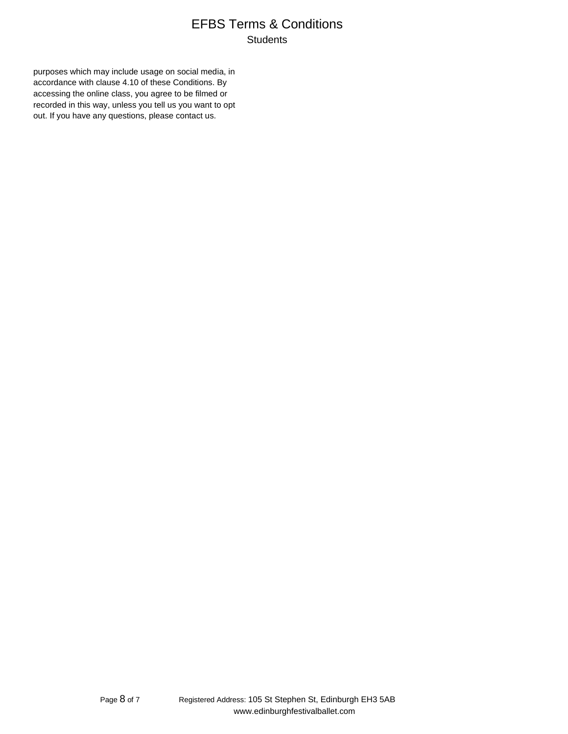purposes which may include usage on social media, in accordance with clause 4.10 of these Conditions. By accessing the online class, you agree to be filmed or recorded in this way, unless you tell us you want to opt out. If you have any questions, please contact us.